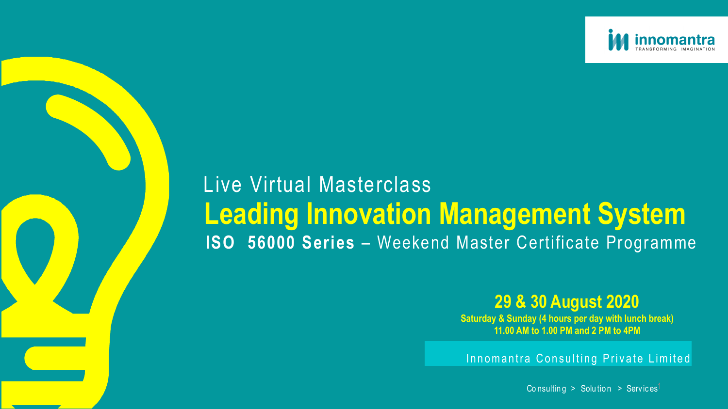innomantra
TRANSFORMING IMAGINATION

Live Virtual Masterclass

# Leading Innovation Management System

**ISO 56000 Series** – Weekend Master Certificate Programme

## 29 & 30 August 2020

**Saturday & Sunday (4 hours per day with lunch break)**
**11.00 AM to 1.00 PM and 2 PM to 4PM**

Innomantra Consulting Private Limited

Consulting > Solution > Services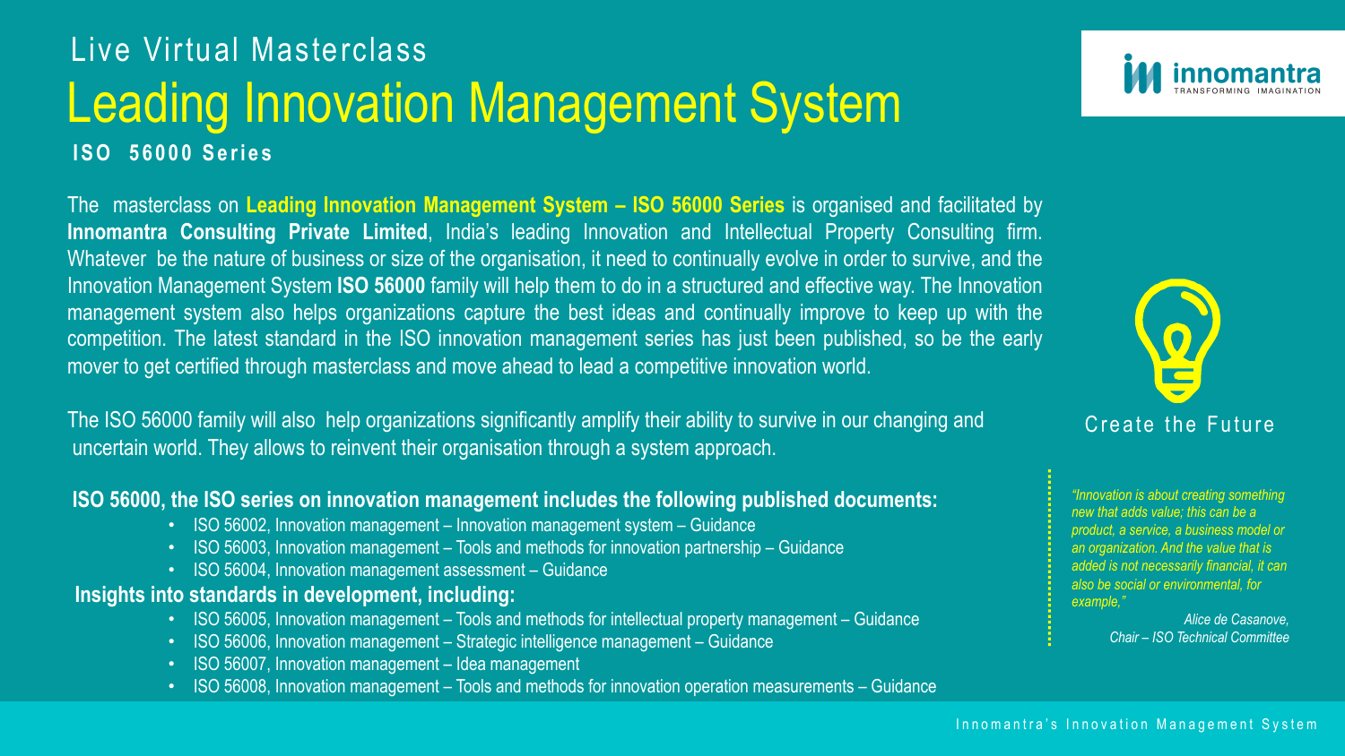Live Virtual Masterclass

# Leading Innovation Management System

**ISO 56000 Series**

The masterclass on **Leading Innovation Management System – ISO 56000 Series** is organised and facilitated by **Innomantra Consulting Private Limited**, India's leading Innovation and Intellectual Property Consulting firm. Whatever be the nature of business or size of the organisation, it need to continually evolve in order to survive, and the Innovation Management System **ISO 56000** family will help them to do in a structured and effective way. The Innovation management system also helps organizations capture the best ideas and continually improve to keep up with the competition. The latest standard in the ISO innovation management series has just been published, so be the early mover to get certified through masterclass and move ahead to lead a competitive innovation world.

The ISO 56000 family will also help organizations significantly amplify their ability to survive in our changing and uncertain world. They allows to reinvent their organisation through a system approach.

**ISO 56000, the ISO series on innovation management includes the following published documents:**

- ISO 56002, Innovation management – Innovation management system – Guidance
- ISO 56003, Innovation management – Tools and methods for innovation partnership – Guidance
- ISO 56004, Innovation management assessment – Guidance

**Insights into standards in development, including:**

- ISO 56005, Innovation management – Tools and methods for intellectual property management – Guidance
- ISO 56006, Innovation management – Strategic intelligence management – Guidance
- ISO 56007, Innovation management – Idea management
- ISO 56008, Innovation management – Tools and methods for innovation operation measurements – Guidance

innomantra
TRANSFORMING IMAGINATION

Create the Future

*"Innovation is about creating something new that adds value; this can be a product, a service, a business model or an organization. And the value that is added is not necessarily financial, it can also be social or environmental, for example,"*

*Alice de Casanove,*
*Chair – ISO Technical Committee*

Innomantra's Innovation Management System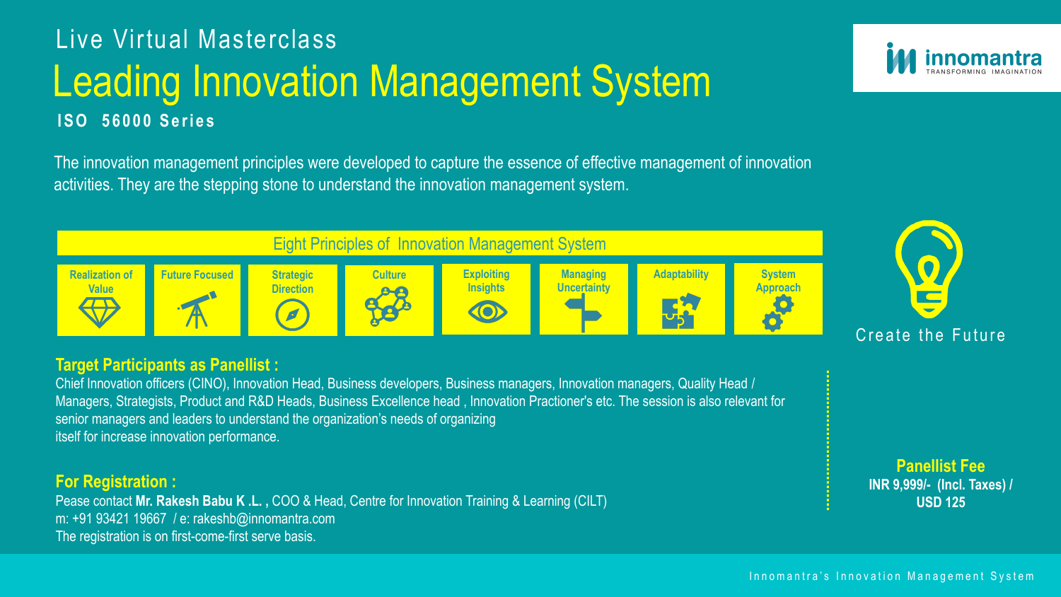Live Virtual Masterclass

# Leading Innovation Management System

**ISO 56000 Series**

innomantra
TRANSFORMING IMAGINATION

The innovation management principles were developed to capture the essence of effective management of innovation activities. They are the stepping stone to understand the innovation management system.

## Eight Principles of Innovation Management System

| Realization of Value | Future Focused | Strategic Direction | Culture | Exploiting Insights | Managing Uncertainty | Adaptability | System Approach |
|---|---|---|---|---|---|---|---|

Create the Future

### Target Participants as Panellist :

Chief Innovation officers (CINO), Innovation Head, Business developers, Business managers, Innovation managers, Quality Head / Managers, Strategists, Product and R&D Heads, Business Excellence head , Innovation Practioner's etc. The session is also relevant for senior managers and leaders to understand the organization's needs of organizing itself for increase innovation performance.

### For Registration :

Pease contact **Mr. Rakesh Babu K .L. ,** COO & Head, Centre for Innovation Training & Learning (CILT)
m: +91 93421 19667 / e: rakeshb@innomantra.com
The registration is on first-come-first serve basis.

**Panellist Fee**
**INR 9,999/- (Incl. Taxes) /**
**USD 125**

Innomantra's Innovation Management System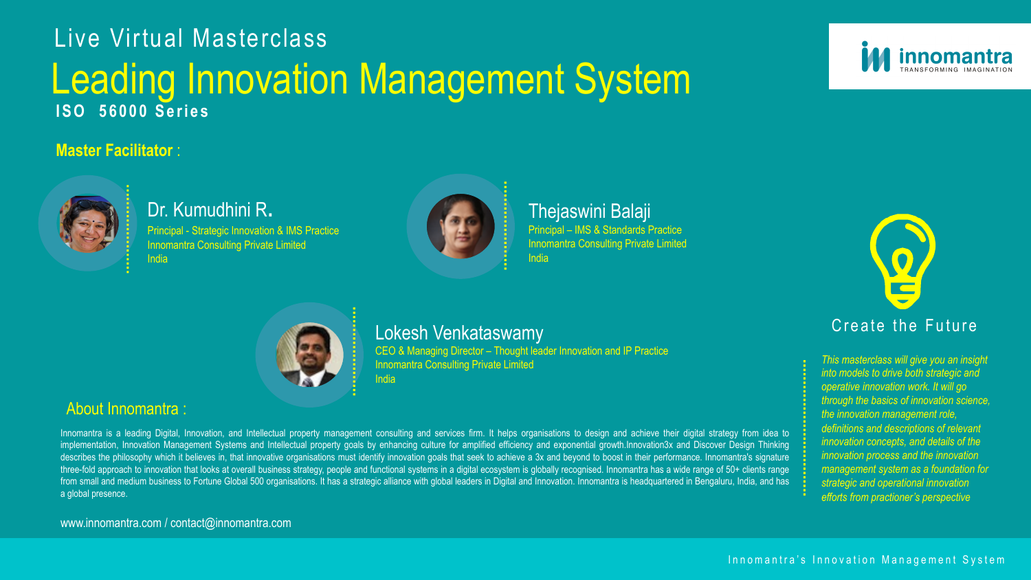Live Virtual Masterclass

# Leading Innovation Management System

**ISO 56000 Series**

innomantra
TRANSFORMING IMAGINATION

**Master Facilitator** :

### Dr. Kumudhini R.

Principal - Strategic Innovation & IMS Practice
Innomantra Consulting Private Limited
India

### Thejaswini Balaji

Principal – IMS & Standards Practice
Innomantra Consulting Private Limited
India

### Lokesh Venkataswamy

CEO & Managing Director – Thought leader Innovation and IP Practice
Innomantra Consulting Private Limited
India

## About Innomantra :

Innomantra is a leading Digital, Innovation, and Intellectual property management consulting and services firm. It helps organisations to design and achieve their digital strategy from idea to implementation, Innovation Management Systems and Intellectual property goals by enhancing culture for amplified efficiency and exponential growth.Innovation3x and Discover Design Thinking describes the philosophy which it believes in, that innovative organisations must identify innovation goals that seek to achieve a 3x and beyond to boost in their performance. Innomantra's signature three-fold approach to innovation that looks at overall business strategy, people and functional systems in a digital ecosystem is globally recognised. Innomantra has a wide range of 50+ clients range from small and medium business to Fortune Global 500 organisations. It has a strategic alliance with global leaders in Digital and Innovation. Innomantra is headquartered in Bengaluru, India, and has a global presence.

www.innomantra.com / contact@innomantra.com

Create the Future

*This masterclass will give you an insight into models to drive both strategic and operative innovation work. It will go through the basics of innovation science, the innovation management role, definitions and descriptions of relevant innovation concepts, and details of the innovation process and the innovation management system as a foundation for strategic and operational innovation efforts from practioner's perspective*

Innomantra's Innovation Management System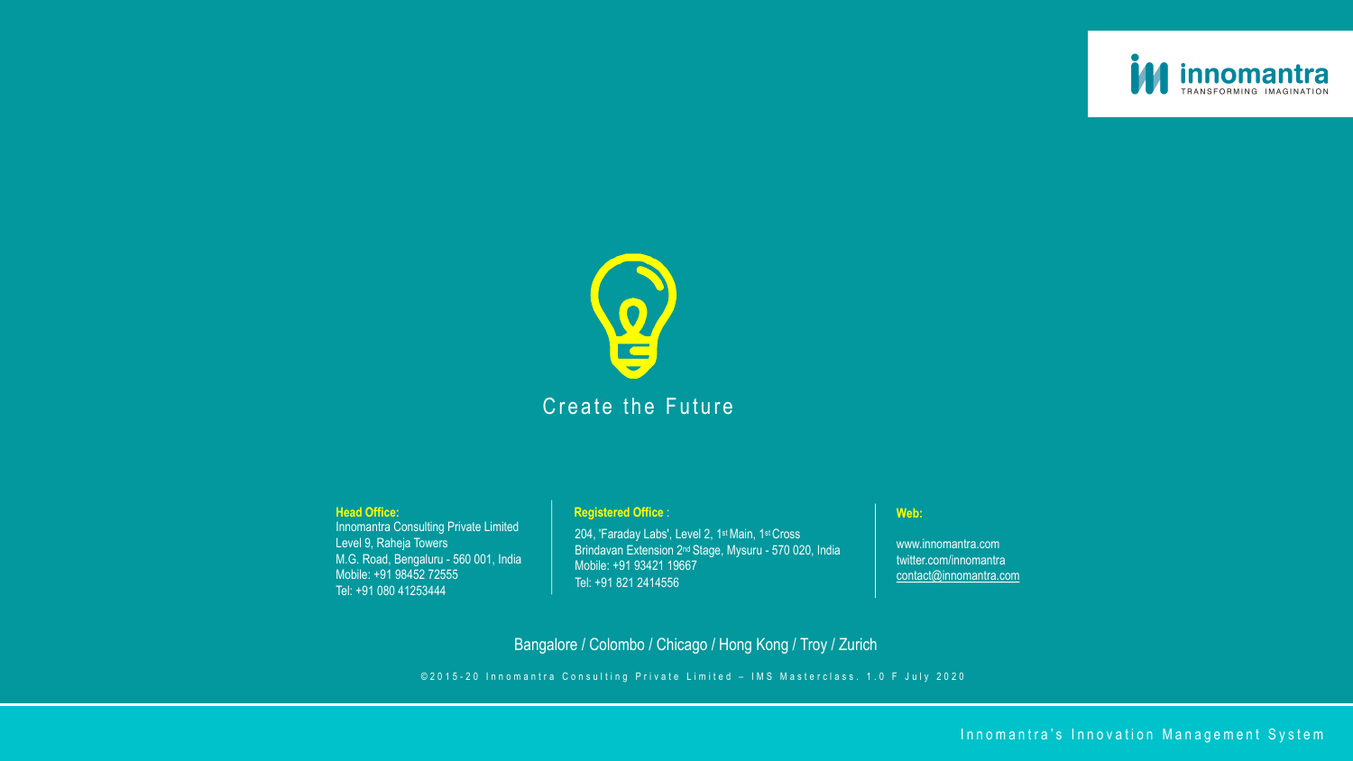Create the Future

**Head Office:**
Innomantra Consulting Private Limited
Level 9, Raheja Towers
M.G. Road, Bengaluru - 560 001, India
Mobile: +91 98452 72555
Tel: +91 080 41253444

**Registered Office :**
204, 'Faraday Labs', Level 2, 1st Main, 1st Cross
Brindavan Extension 2nd Stage, Mysuru - 570 020, India
Mobile: +91 93421 19667
Tel: +91 821 2414556

**Web:**
www.innomantra.com
twitter.com/innomantra
contact@innomantra.com

Bangalore / Colombo / Chicago / Hong Kong / Troy / Zurich

©2015-20 Innomantra Consulting Private Limited – IMS Masterclass. 1.0 F July 2020